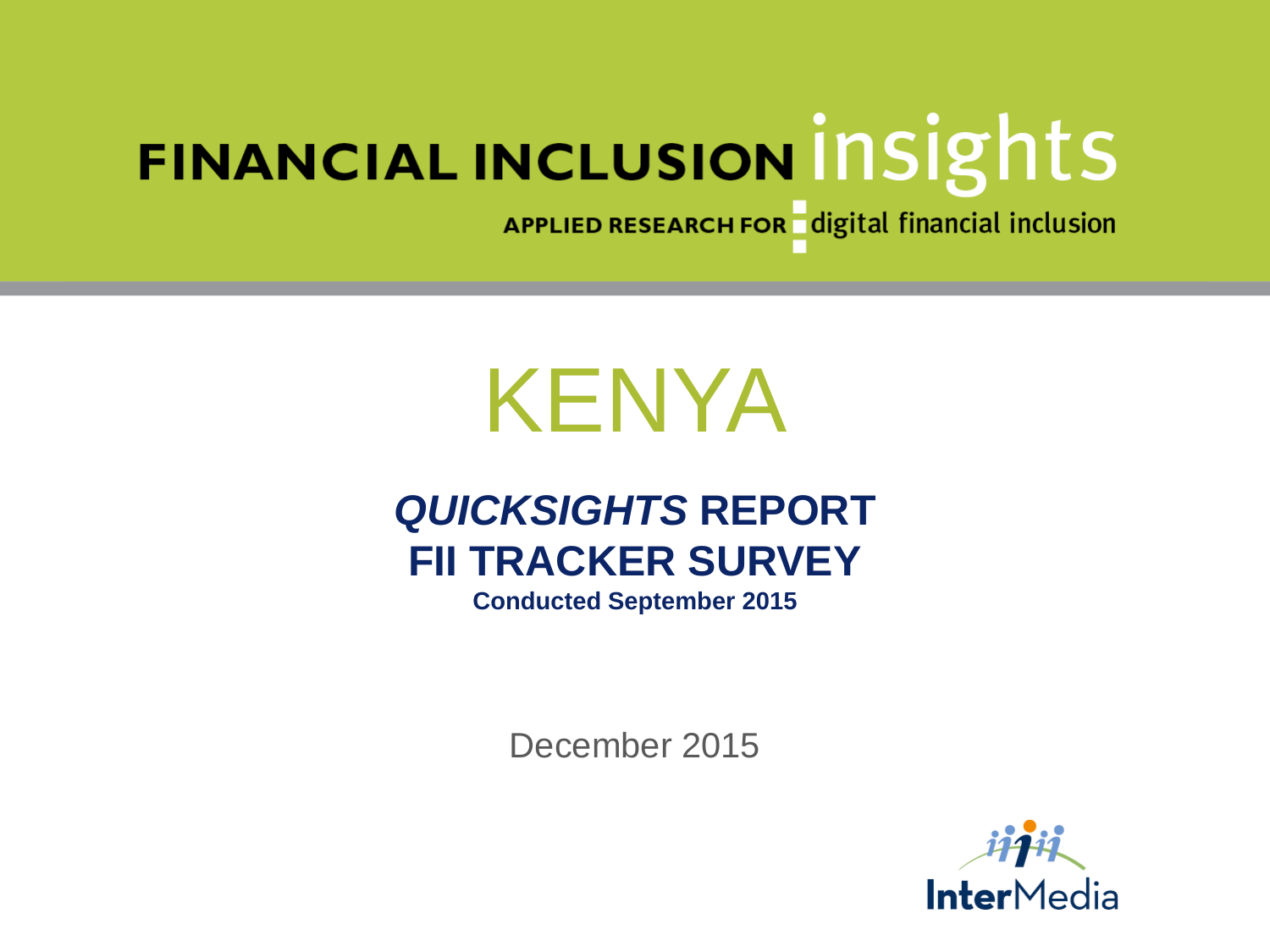FINANCIAL INCLUSION insights

APPLIED RESEARCH FOR digital financial inclusion

# KENYA

## *QUICKSIGHTS* REPORT
## FII TRACKER SURVEY

**Conducted September 2015**

December 2015

InterMedia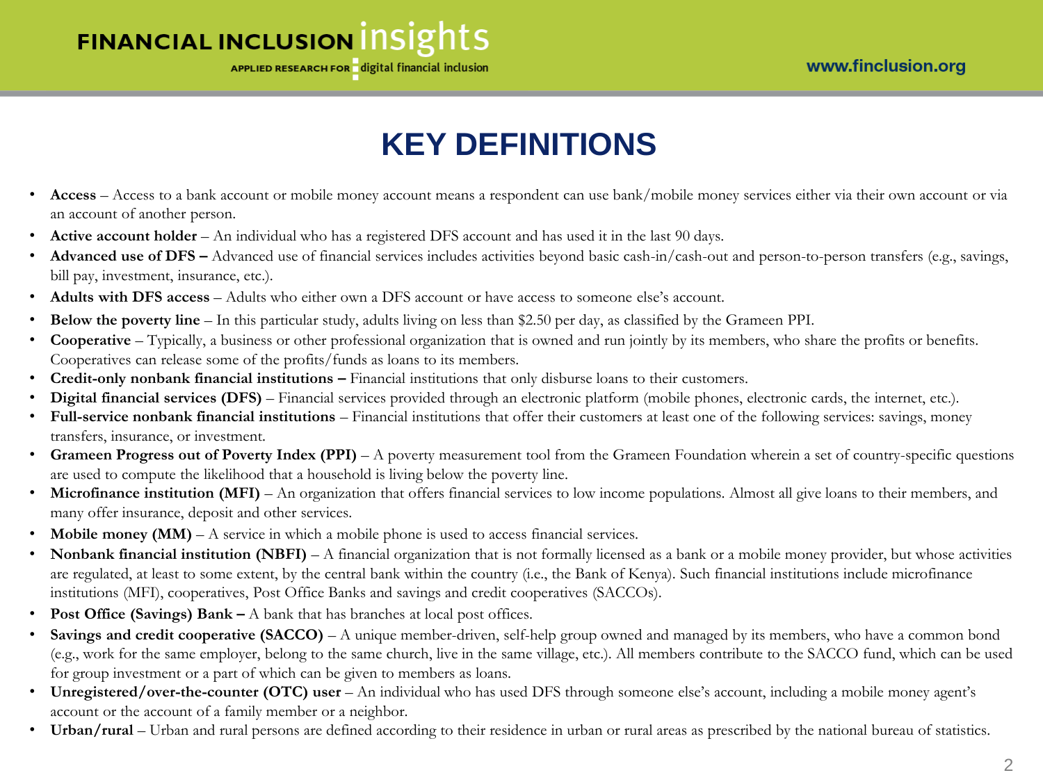# KEY DEFINITIONS

- **Access** – Access to a bank account or mobile money account means a respondent can use bank/mobile money services either via their own account or via an account of another person.
- **Active account holder** – An individual who has a registered DFS account and has used it in the last 90 days.
- **Advanced use of DFS –** Advanced use of financial services includes activities beyond basic cash-in/cash-out and person-to-person transfers (e.g., savings, bill pay, investment, insurance, etc.).
- **Adults with DFS access** – Adults who either own a DFS account or have access to someone else's account.
- **Below the poverty line** – In this particular study, adults living on less than $2.50 per day, as classified by the Grameen PPI.
- **Cooperative** – Typically, a business or other professional organization that is owned and run jointly by its members, who share the profits or benefits. Cooperatives can release some of the profits/funds as loans to its members.
- **Credit-only nonbank financial institutions –** Financial institutions that only disburse loans to their customers.
- **Digital financial services (DFS)** – Financial services provided through an electronic platform (mobile phones, electronic cards, the internet, etc.).
- **Full-service nonbank financial institutions** – Financial institutions that offer their customers at least one of the following services: savings, money transfers, insurance, or investment.
- **Grameen Progress out of Poverty Index (PPI)** – A poverty measurement tool from the Grameen Foundation wherein a set of country-specific questions are used to compute the likelihood that a household is living below the poverty line.
- **Microfinance institution (MFI)** – An organization that offers financial services to low income populations. Almost all give loans to their members, and many offer insurance, deposit and other services.
- **Mobile money (MM)** – A service in which a mobile phone is used to access financial services.
- **Nonbank financial institution (NBFI)** – A financial organization that is not formally licensed as a bank or a mobile money provider, but whose activities are regulated, at least to some extent, by the central bank within the country (i.e., the Bank of Kenya). Such financial institutions include microfinance institutions (MFI), cooperatives, Post Office Banks and savings and credit cooperatives (SACCOs).
- **Post Office (Savings) Bank –** A bank that has branches at local post offices.
- **Savings and credit cooperative (SACCO)** – A unique member-driven, self-help group owned and managed by its members, who have a common bond (e.g., work for the same employer, belong to the same church, live in the same village, etc.). All members contribute to the SACCO fund, which can be used for group investment or a part of which can be given to members as loans.
- **Unregistered/over-the-counter (OTC) user** – An individual who has used DFS through someone else's account, including a mobile money agent's account or the account of a family member or a neighbor.
- **Urban/rural** – Urban and rural persons are defined according to their residence in urban or rural areas as prescribed by the national bureau of statistics.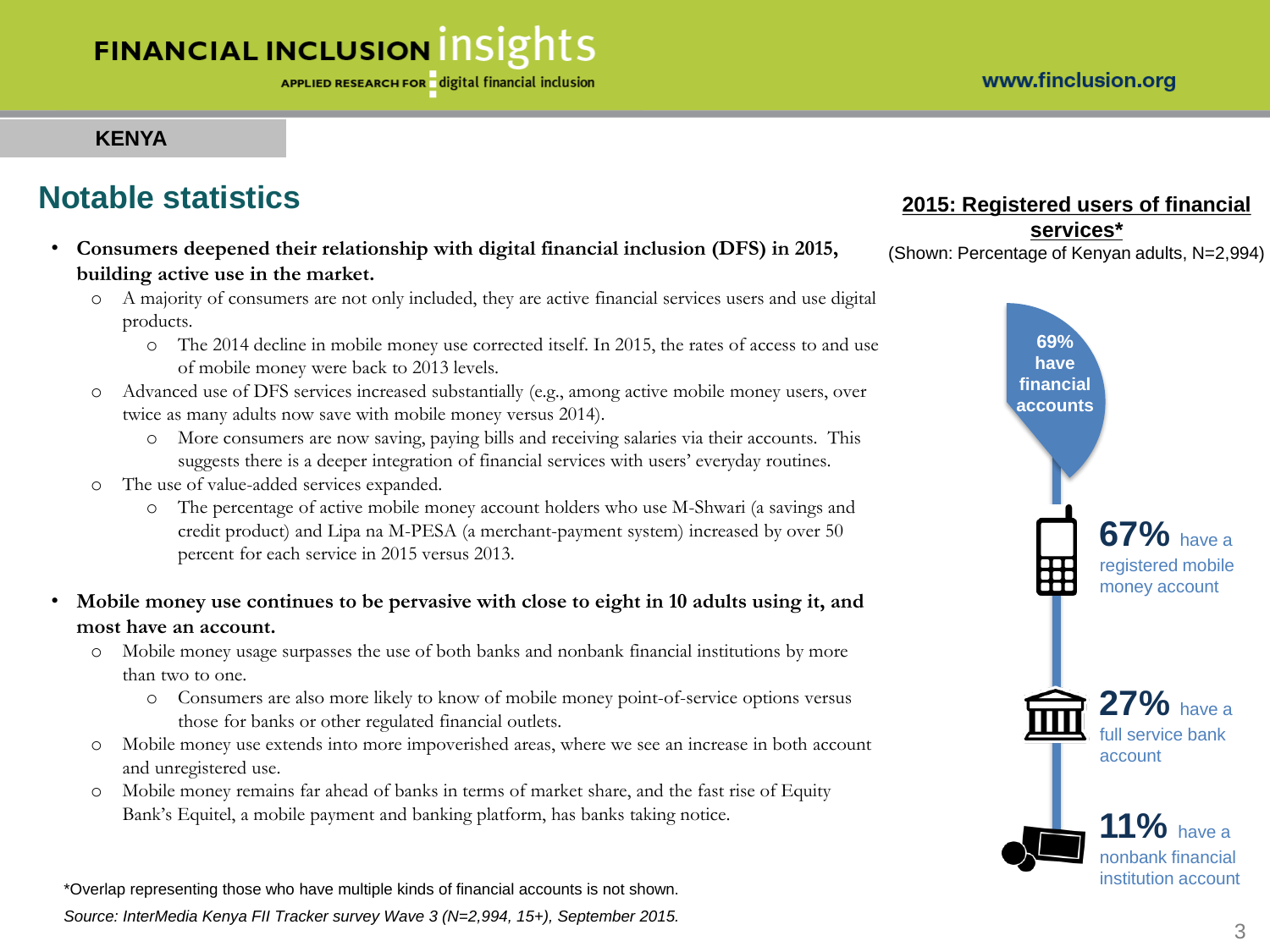**KENYA**

## Notable statistics

- **Consumers deepened their relationship with digital financial inclusion (DFS) in 2015, building active use in the market.**
  - A majority of consumers are not only included, they are active financial services users and use digital products.
    - The 2014 decline in mobile money use corrected itself. In 2015, the rates of access to and use of mobile money were back to 2013 levels.
  - Advanced use of DFS services increased substantially (e.g., among active mobile money users, over twice as many adults now save with mobile money versus 2014).
    - More consumers are now saving, paying bills and receiving salaries via their accounts. This suggests there is a deeper integration of financial services with users' everyday routines.
  - The use of value-added services expanded.
    - The percentage of active mobile money account holders who use M-Shwari (a savings and credit product) and Lipa na M-PESA (a merchant-payment system) increased by over 50 percent for each service in 2015 versus 2013.

- **Mobile money use continues to be pervasive with close to eight in 10 adults using it, and most have an account.**
  - Mobile money usage surpasses the use of both banks and nonbank financial institutions by more than two to one.
    - Consumers are also more likely to know of mobile money point-of-service options versus those for banks or other regulated financial outlets.
  - Mobile money use extends into more impoverished areas, where we see an increase in both account and unregistered use.
  - Mobile money remains far ahead of banks in terms of market share, and the fast rise of Equity Bank's Equitel, a mobile payment and banking platform, has banks taking notice.

**2015: Registered users of financial services***

(Shown: Percentage of Kenyan adults, N=2,994)

- **69%** have financial accounts
- **67%** have a registered mobile money account
- **27%** have a full service bank account
- **11%** have a nonbank financial institution account

*Overlap representing those who have multiple kinds of financial accounts is not shown.

*Source: InterMedia Kenya FII Tracker survey Wave 3 (N=2,994, 15+), September 2015.*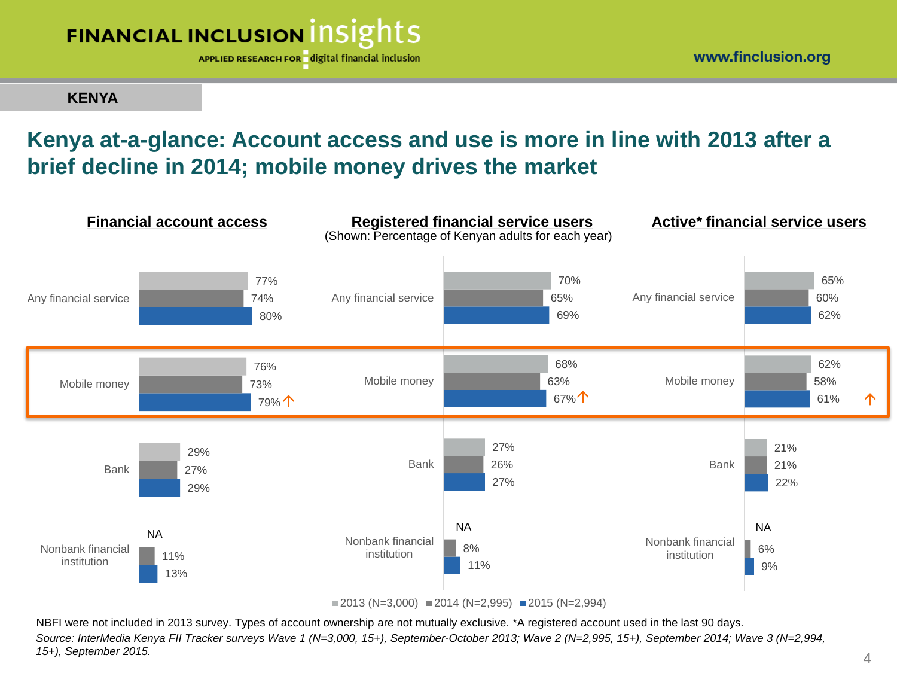KENYA

# Kenya at-a-glance: Account access and use is more in line with 2013 after a brief decline in 2014; mobile money drives the market

(Shown: Percentage of Kenyan adults for each year)

**Financial account access**

| | 2013 (N=3,000) | 2014 (N=2,995) | 2015 (N=2,994) |
|---|---|---|---|
| Any financial service | 77% | 74% | 80% |
| Mobile money | 76% | 73% | 79% ↑ |
| Bank | 29% | 27% | 29% |
| Nonbank financial institution | NA | 11% | 13% |

**Registered financial service users**

| | 2013 (N=3,000) | 2014 (N=2,995) | 2015 (N=2,994) |
|---|---|---|---|
| Any financial service | 70% | 65% | 69% |
| Mobile money | 68% | 63% | 67% ↑ |
| Bank | 27% | 26% | 27% |
| Nonbank financial institution | NA | 8% | 11% |

**Active* financial service users**

| | 2013 (N=3,000) | 2014 (N=2,995) | 2015 (N=2,994) |
|---|---|---|---|
| Any financial service | 65% | 60% | 62% |
| Mobile money | 62% | 58% | 61% ↑ |
| Bank | 21% | 21% | 22% |
| Nonbank financial institution | NA | 6% | 9% |

NBFI were not included in 2013 survey. Types of account ownership are not mutually exclusive. *A registered account used in the last 90 days.

*Source: InterMedia Kenya FII Tracker surveys Wave 1 (N=3,000, 15+), September-October 2013; Wave 2 (N=2,995, 15+), September 2014; Wave 3 (N=2,994, 15+), September 2015.*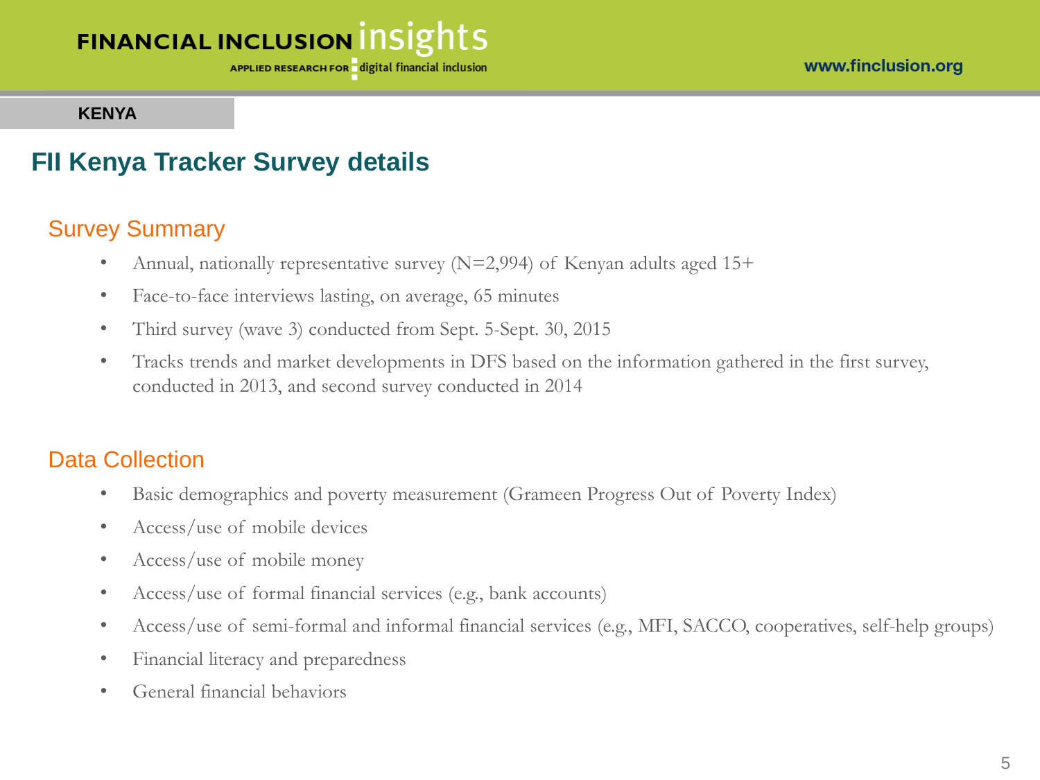KENYA

# FII Kenya Tracker Survey details

## Survey Summary

- Annual, nationally representative survey (N=2,994) of Kenyan adults aged 15+
- Face-to-face interviews lasting, on average, 65 minutes
- Third survey (wave 3) conducted from Sept. 5-Sept. 30, 2015
- Tracks trends and market developments in DFS based on the information gathered in the first survey, conducted in 2013, and second survey conducted in 2014

## Data Collection

- Basic demographics and poverty measurement (Grameen Progress Out of Poverty Index)
- Access/use of mobile devices
- Access/use of mobile money
- Access/use of formal financial services (e.g., bank accounts)
- Access/use of semi-formal and informal financial services (e.g., MFI, SACCO, cooperatives, self-help groups)
- Financial literacy and preparedness
- General financial behaviors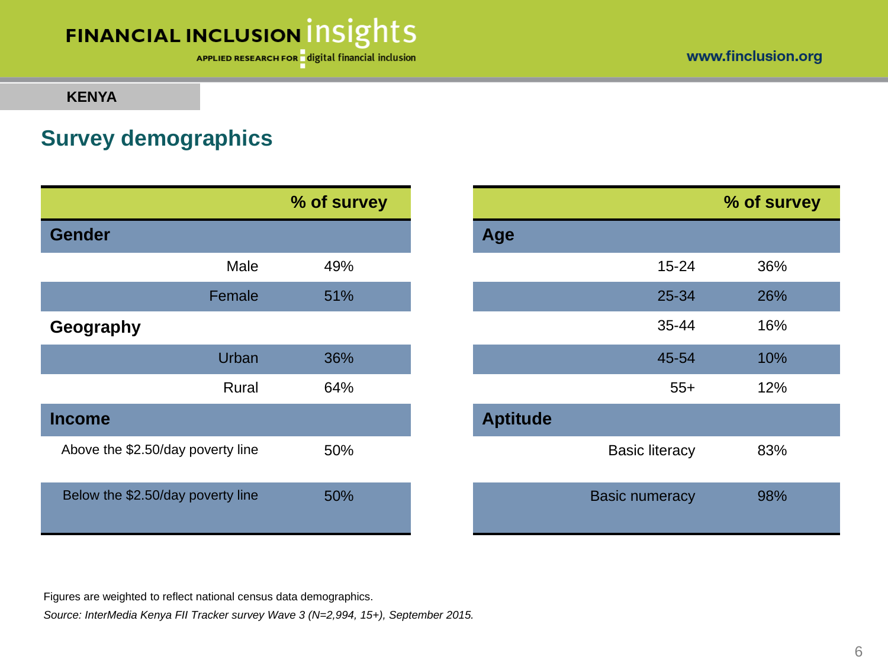KENYA

## Survey demographics

| | % of survey |
|---|---|
| **Gender** | |
| Male | 49% |
| Female | 51% |
| **Geography** | |
| Urban | 36% |
| Rural | 64% |
| **Income** | |
| Above the $2.50/day poverty line | 50% |
| Below the $2.50/day poverty line | 50% |

| | % of survey |
|---|---|
| **Age** | |
| 15-24 | 36% |
| 25-34 | 26% |
| 35-44 | 16% |
| 45-54 | 10% |
| 55+ | 12% |
| **Aptitude** | |
| Basic literacy | 83% |
| Basic numeracy | 98% |

Figures are weighted to reflect national census data demographics.

*Source: InterMedia Kenya FII Tracker survey Wave 3 (N=2,994, 15+), September 2015.*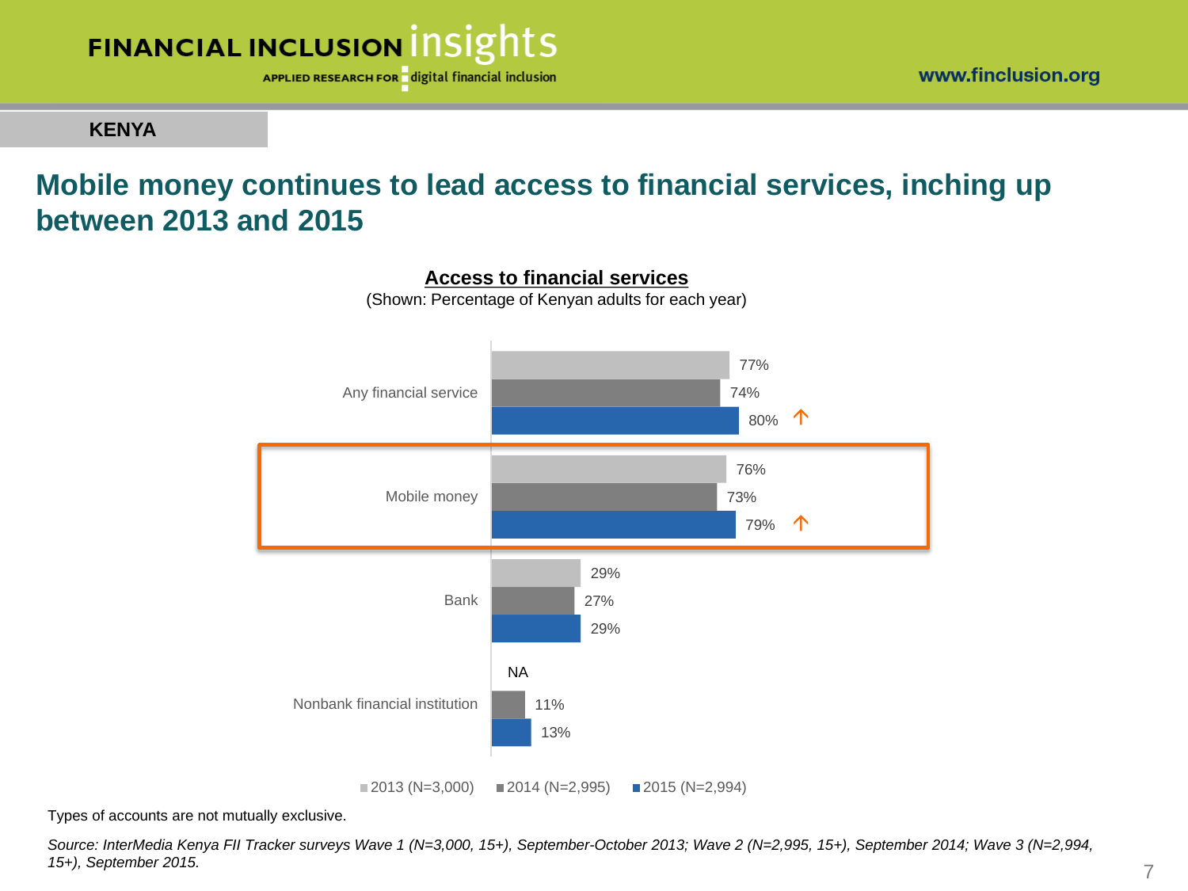**KENYA**

# Mobile money continues to lead access to financial services, inching up between 2013 and 2015

**Access to financial services**

(Shown: Percentage of Kenyan adults for each year)

| | 2013 (N=3,000) | 2014 (N=2,995) | 2015 (N=2,994) |
|---|---|---|---|
| Any financial service | 77% | 74% | 80% ↑ |
| Mobile money | 76% | 73% | 79% ↑ |
| Bank | 29% | 27% | 29% |
| Nonbank financial institution | NA | 11% | 13% |

Types of accounts are not mutually exclusive.

*Source: InterMedia Kenya FII Tracker surveys Wave 1 (N=3,000, 15+), September-October 2013; Wave 2 (N=2,995, 15+), September 2014; Wave 3 (N=2,994, 15+), September 2015.*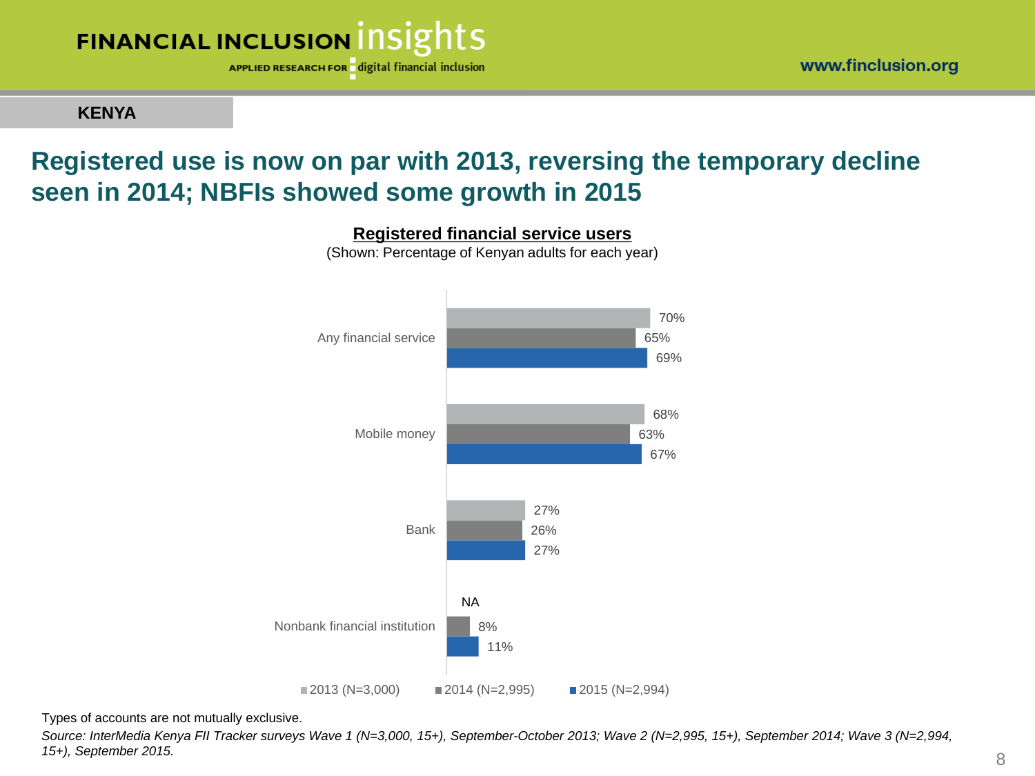KENYA

# Registered use is now on par with 2013, reversing the temporary decline seen in 2014; NBFIs showed some growth in 2015

**Registered financial service users**

(Shown: Percentage of Kenyan adults for each year)

| | 2013 (N=3,000) | 2014 (N=2,995) | 2015 (N=2,994) |
|---|---|---|---|
| Any financial service | 70% | 65% | 69% |
| Mobile money | 68% | 63% | 67% |
| Bank | 27% | 26% | 27% |
| Nonbank financial institution | NA | 8% | 11% |

Types of accounts are not mutually exclusive.

*Source: InterMedia Kenya FII Tracker surveys Wave 1 (N=3,000, 15+), September-October 2013; Wave 2 (N=2,995, 15+), September 2014; Wave 3 (N=2,994, 15+), September 2015.*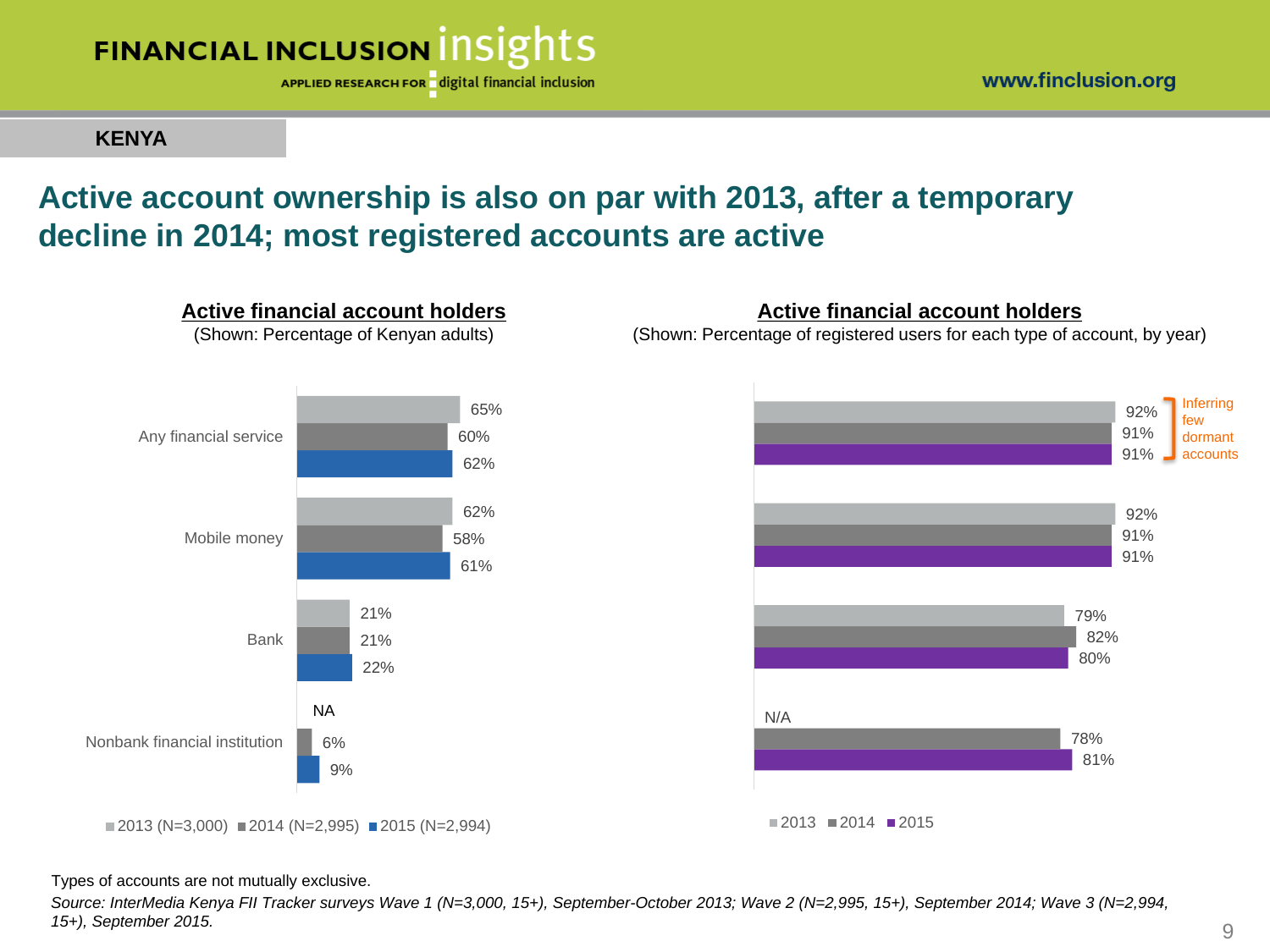KENYA

# Active account ownership is also on par with 2013, after a temporary decline in 2014; most registered accounts are active

## Active financial account holders

(Shown: Percentage of Kenyan adults)

| | 2013 (N=3,000) | 2014 (N=2,995) | 2015 (N=2,994) |
|---|---|---|---|
| Any financial service | 65% | 60% | 62% |
| Mobile money | 62% | 58% | 61% |
| Bank | 21% | 21% | 22% |
| Nonbank financial institution | NA | 6% | 9% |

## Active financial account holders

(Shown: Percentage of registered users for each type of account, by year)

| 2013 | 2014 | 2015 |
|---|---|---|
| 92% | 91% | 91% |
| 92% | 91% | 91% |
| 79% | 82% | 80% |
| N/A | 78% | 81% |

Inferring few dormant accounts

Types of accounts are not mutually exclusive.

*Source: InterMedia Kenya FII Tracker surveys Wave 1 (N=3,000, 15+), September-October 2013; Wave 2 (N=2,995, 15+), September 2014; Wave 3 (N=2,994, 15+), September 2015.*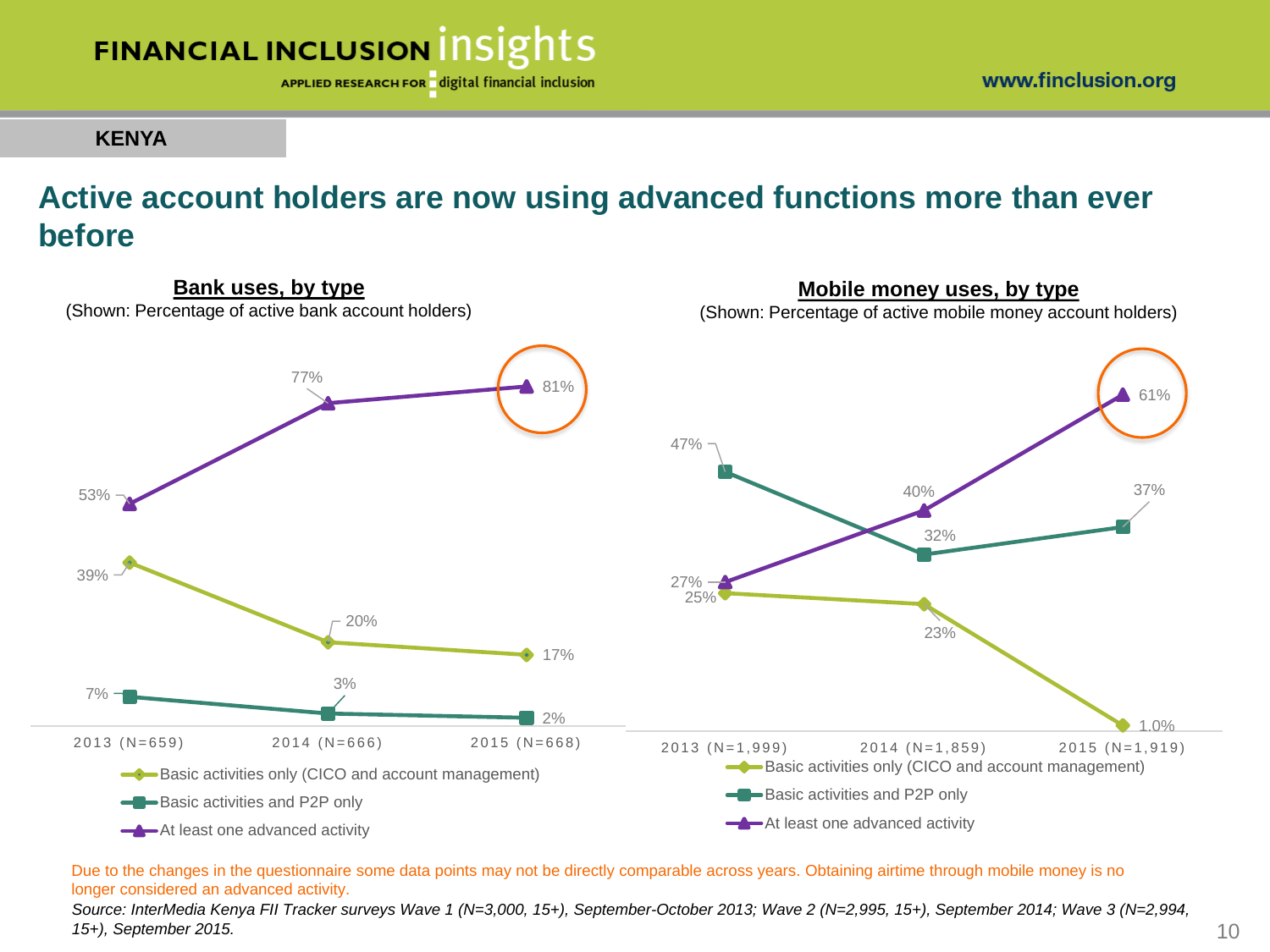KENYA

# Active account holders are now using advanced functions more than ever before

## Bank uses, by type

(Shown: Percentage of active bank account holders)

| | 2013 (N=659) | 2014 (N=666) | 2015 (N=668) |
|---|---|---|---|
| Basic activities only (CICO and account management) | 39% | 20% | 17% |
| Basic activities and P2P only | 7% | 3% | 2% |
| At least one advanced activity | 53% | 77% | 81% |

## Mobile money uses, by type

(Shown: Percentage of active mobile money account holders)

| | 2013 (N=1,999) | 2014 (N=1,859) | 2015 (N=1,919) |
|---|---|---|---|
| Basic activities only (CICO and account management) | 25% | 23% | 1.0% |
| Basic activities and P2P only | 47% | 32% | 37% |
| At least one advanced activity | 27% | 40% | 61% |

Due to the changes in the questionnaire some data points may not be directly comparable across years. Obtaining airtime through mobile money is no longer considered an advanced activity.

*Source: InterMedia Kenya FII Tracker surveys Wave 1 (N=3,000, 15+), September-October 2013; Wave 2 (N=2,995, 15+), September 2014; Wave 3 (N=2,994, 15+), September 2015.*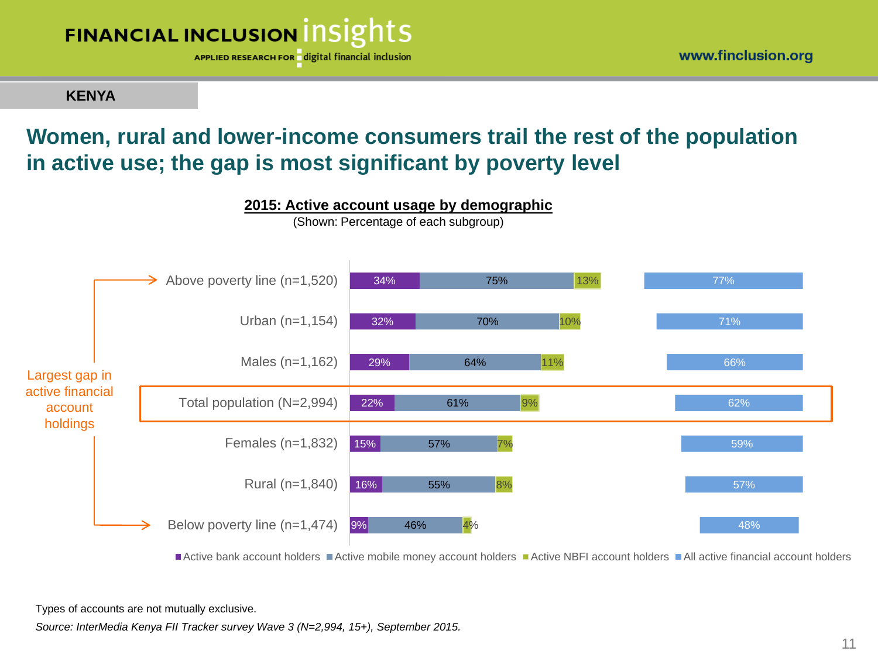**KENYA**

# Women, rural and lower-income consumers trail the rest of the population in active use; the gap is most significant by poverty level

**2015: Active account usage by demographic**

(Shown: Percentage of each subgroup)

| Demographic | Active bank account holders | Active mobile money account holders | Active NBFI account holders | All active financial account holders |
|---|---|---|---|---|
| Above poverty line (n=1,520) | 34% | 75% | 13% | 77% |
| Urban (n=1,154) | 32% | 70% | 10% | 71% |
| Males (n=1,162) | 29% | 64% | 11% | 66% |
| Total population (N=2,994) | 22% | 61% | 9% | 62% |
| Females (n=1,832) | 15% | 57% | 7% | 59% |
| Rural (n=1,840) | 16% | 55% | 8% | 57% |
| Below poverty line (n=1,474) | 9% | 46% | 4% | 48% |

Largest gap in active financial account holdings (Above poverty line vs. Below poverty line)

Types of accounts are not mutually exclusive.

*Source: InterMedia Kenya FII Tracker survey Wave 3 (N=2,994, 15+), September 2015.*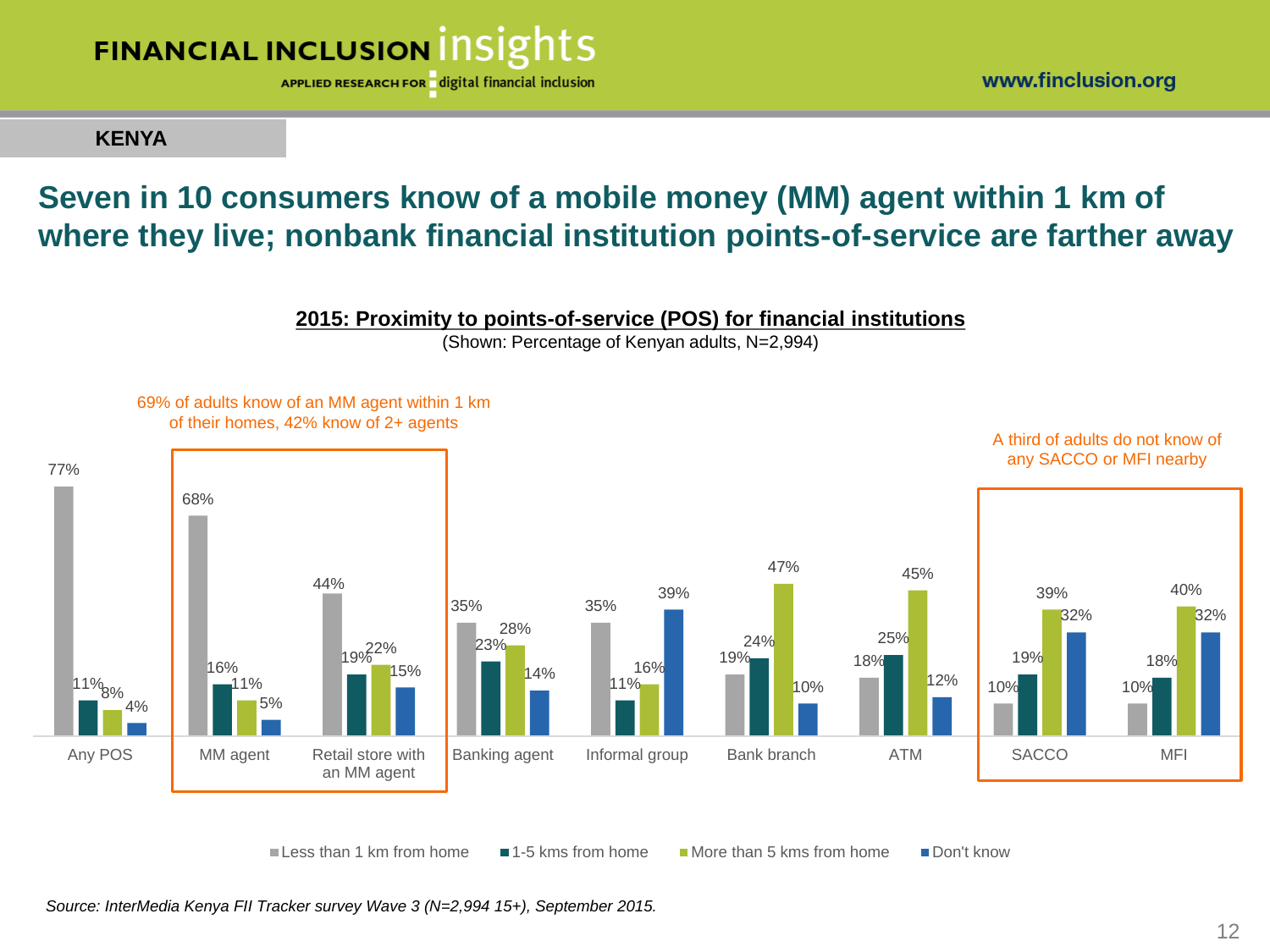KENYA

# Seven in 10 consumers know of a mobile money (MM) agent within 1 km of where they live; nonbank financial institution points-of-service are farther away

**2015: Proximity to points-of-service (POS) for financial institutions**

(Shown: Percentage of Kenyan adults, N=2,994)

69% of adults know of an MM agent within 1 km of their homes, 42% know of 2+ agents

A third of adults do not know of any SACCO or MFI nearby

| | Less than 1 km from home | 1-5 kms from home | More than 5 kms from home | Don't know |
|---|---|---|---|---|
| Any POS | 77% | 11% | 8% | 4% |
| MM agent | 68% | 16% | 11% | 5% |
| Retail store with an MM agent | 44% | 19% | 22% | 15% |
| Banking agent | 35% | 23% | 28% | 14% |
| Informal group | 35% | 11% | 16% | 39% |
| Bank branch | 19% | 24% | 47% | 10% |
| ATM | 18% | 25% | 45% | 12% |
| SACCO | 10% | 19% | 39% | 32% |
| MFI | 10% | 18% | 40% | 32% |

*Source: InterMedia Kenya FII Tracker survey Wave 3 (N=2,994 15+), September 2015.*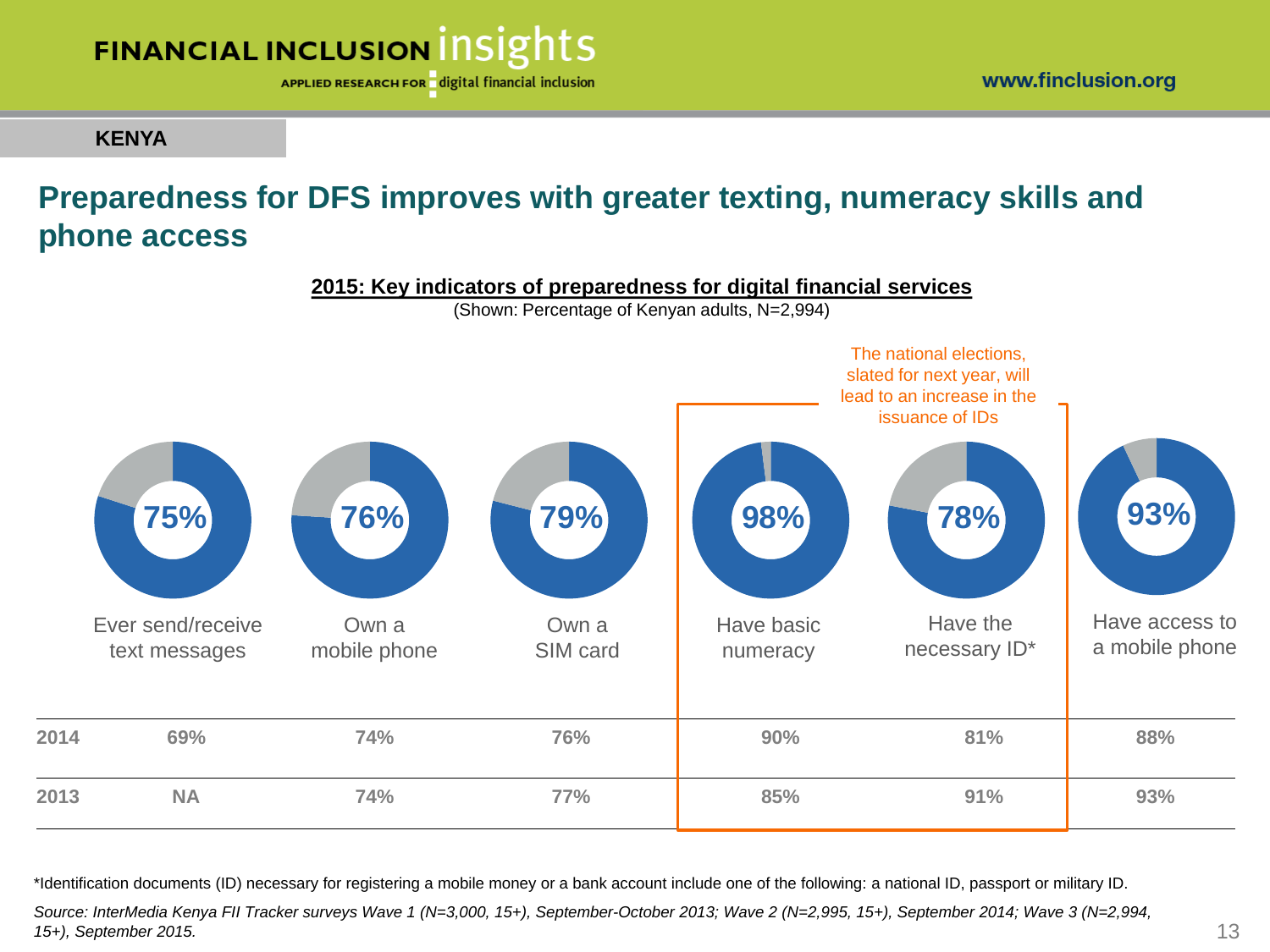KENYA

# Preparedness for DFS improves with greater texting, numeracy skills and phone access

**2015: Key indicators of preparedness for digital financial services**

(Shown: Percentage of Kenyan adults, N=2,994)

The national elections, slated for next year, will lead to an increase in the issuance of IDs

| | Ever send/receive text messages | Own a mobile phone | Own a SIM card | Have basic numeracy | Have the necessary ID* | Have access to a mobile phone |
|---|---|---|---|---|---|---|
| 2015 | 75% | 76% | 79% | 98% | 78% | 93% |
| 2014 | 69% | 74% | 76% | 90% | 81% | 88% |
| 2013 | NA | 74% | 77% | 85% | 91% | 93% |

*Identification documents (ID) necessary for registering a mobile money or a bank account include one of the following: a national ID, passport or military ID.

*Source: InterMedia Kenya FII Tracker surveys Wave 1 (N=3,000, 15+), September-October 2013; Wave 2 (N=2,995, 15+), September 2014; Wave 3 (N=2,994, 15+), September 2015.*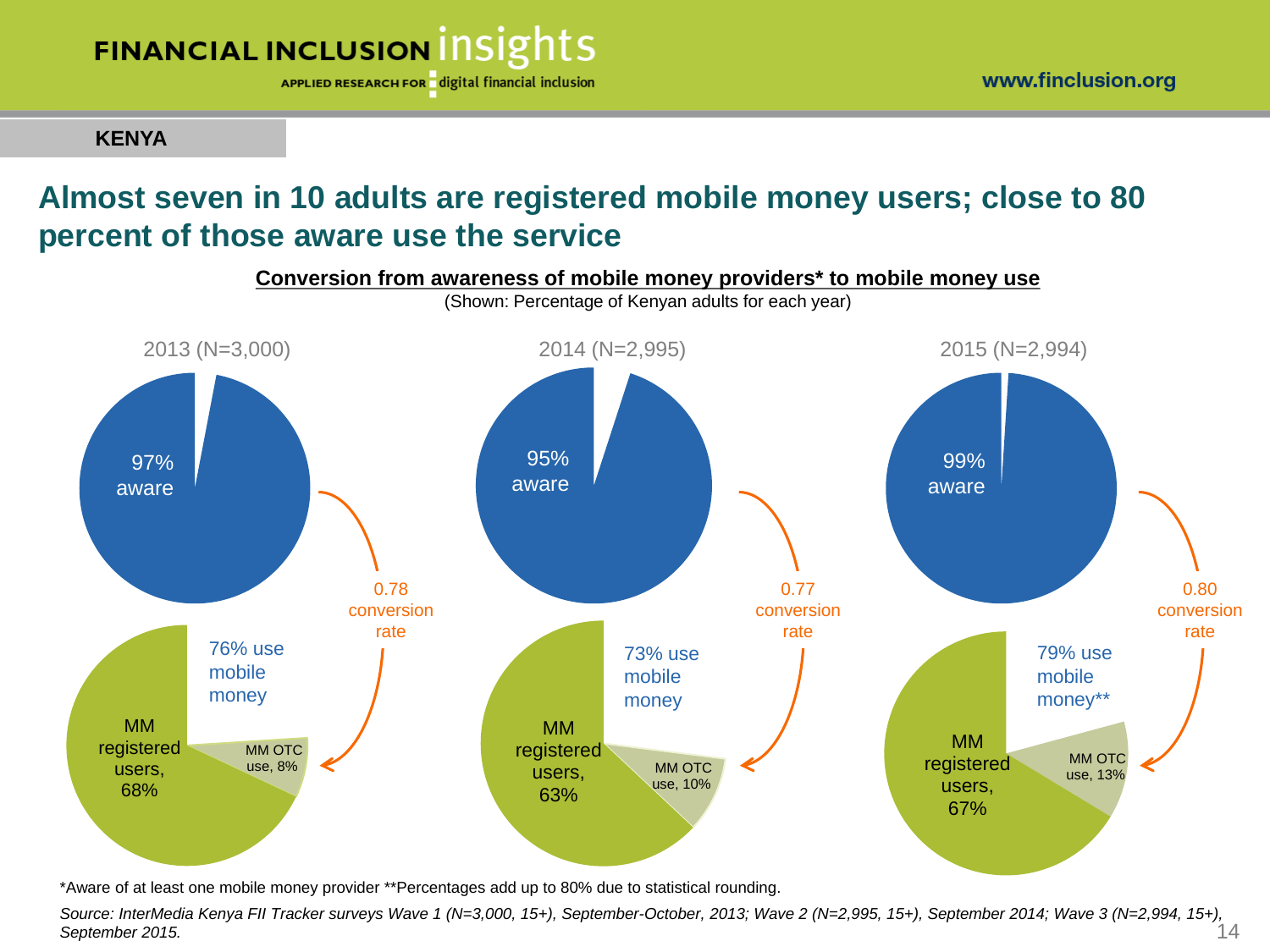**KENYA**

# Almost seven in 10 adults are registered mobile money users; close to 80 percent of those aware use the service

**Conversion from awareness of mobile money providers* to mobile money use**

(Shown: Percentage of Kenyan adults for each year)

| | 2013 (N=3,000) | 2014 (N=2,995) | 2015 (N=2,994) |
|---|---|---|---|
| Aware | 97% | 95% | 99% |
| Conversion rate | 0.78 | 0.77 | 0.80 |
| Use mobile money | 76% | 73% | 79%** |
| MM registered users | 68% | 63% | 67% |
| MM OTC use | 8% | 10% | 13% |

*Aware of at least one mobile money provider **Percentages add up to 80% due to statistical rounding.

*Source: InterMedia Kenya FII Tracker surveys Wave 1 (N=3,000, 15+), September-October, 2013; Wave 2 (N=2,995, 15+), September 2014; Wave 3 (N=2,994, 15+), September 2015.*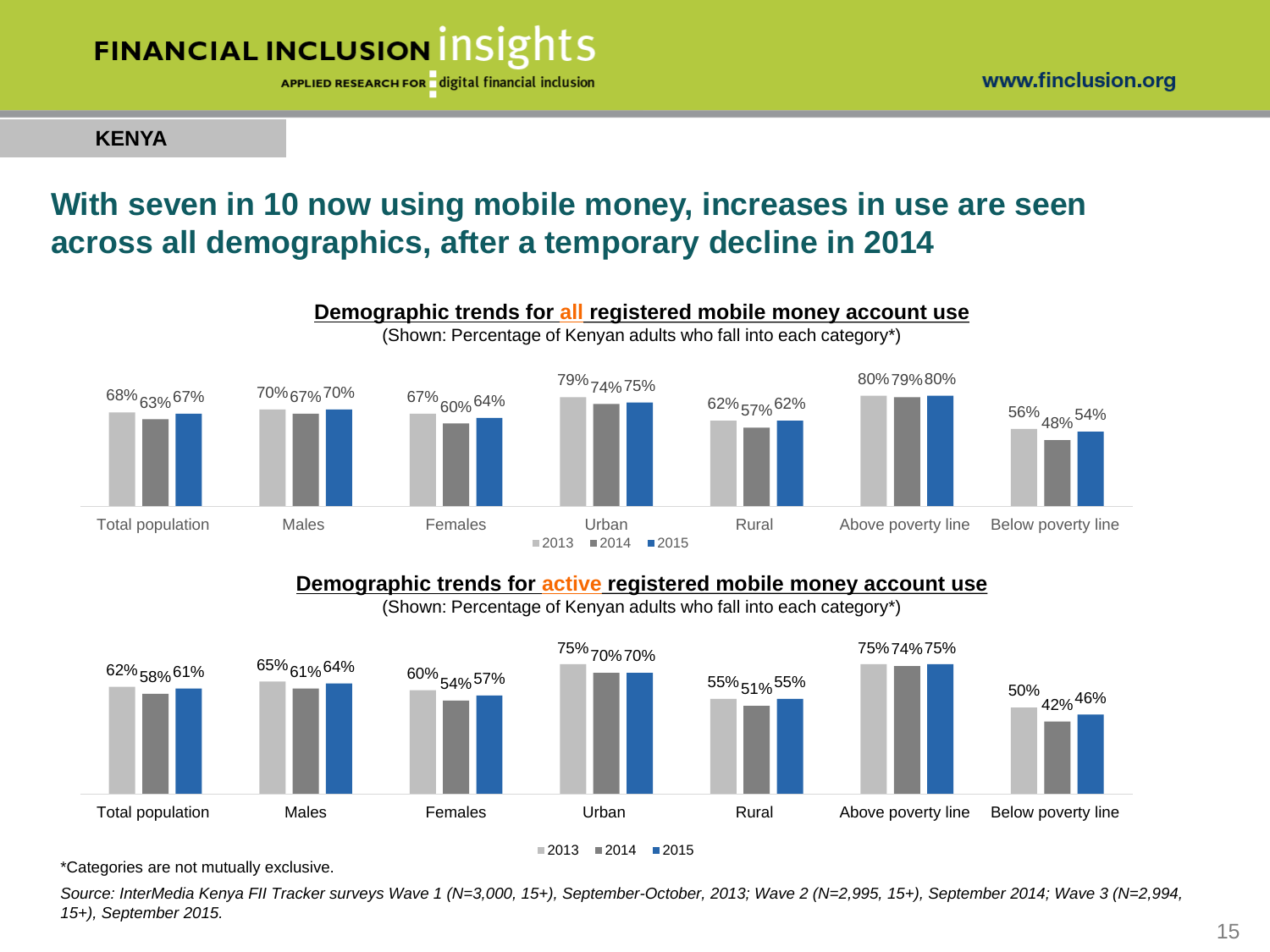KENYA

## With seven in 10 now using mobile money, increases in use are seen across all demographics, after a temporary decline in 2014

**Demographic trends for all registered mobile money account use**

(Shown: Percentage of Kenyan adults who fall into each category*)

| | 2013 | 2014 | 2015 |
|---|---|---|---|
| Total population | 68% | 63% | 67% |
| Males | 70% | 67% | 70% |
| Females | 67% | 60% | 64% |
| Urban | 79% | 74% | 75% |
| Rural | 62% | 57% | 62% |
| Above poverty line | 80% | 79% | 80% |
| Below poverty line | 56% | 48% | 54% |

**Demographic trends for active registered mobile money account use**

(Shown: Percentage of Kenyan adults who fall into each category*)

| | 2013 | 2014 | 2015 |
|---|---|---|---|
| Total population | 62% | 58% | 61% |
| Males | 65% | 61% | 64% |
| Females | 60% | 54% | 57% |
| Urban | 75% | 70% | 70% |
| Rural | 55% | 51% | 55% |
| Above poverty line | 75% | 74% | 75% |
| Below poverty line | 50% | 42% | 46% |

*Categories are not mutually exclusive.

*Source: InterMedia Kenya FII Tracker surveys Wave 1 (N=3,000, 15+), September-October, 2013; Wave 2 (N=2,995, 15+), September 2014; Wave 3 (N=2,994, 15+), September 2015.*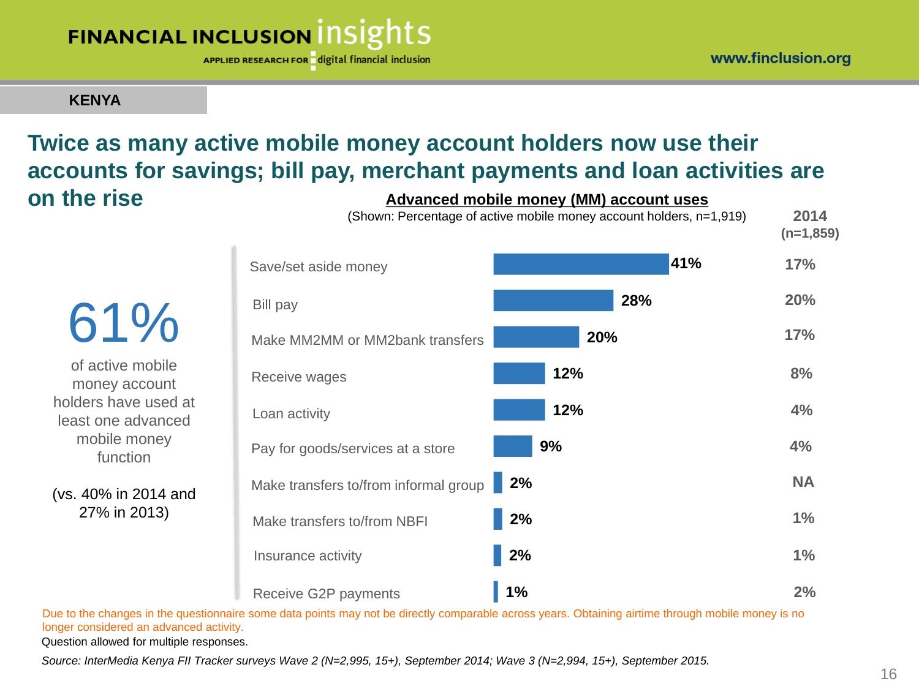KENYA

# Twice as many active mobile money account holders now use their accounts for savings; bill pay, merchant payments and loan activities are on the rise

## 61%

of active mobile money account holders have used at least one advanced mobile money function

(vs. 40% in 2014 and 27% in 2013)

**Advanced mobile money (MM) account uses**

(Shown: Percentage of active mobile money account holders, n=1,919)

| Use | 2015 | 2014 (n=1,859) |
|---|---|---|
| Save/set aside money | 41% | 17% |
| Bill pay | 28% | 20% |
| Make MM2MM or MM2bank transfers | 20% | 17% |
| Receive wages | 12% | 8% |
| Loan activity | 12% | 4% |
| Pay for goods/services at a store | 9% | 4% |
| Make transfers to/from informal group | 2% | NA |
| Make transfers to/from NBFI | 2% | 1% |
| Insurance activity | 2% | 1% |
| Receive G2P payments | 1% | 2% |

Due to the changes in the questionnaire some data points may not be directly comparable across years. Obtaining airtime through mobile money is no longer considered an advanced activity.

Question allowed for multiple responses.

*Source: InterMedia Kenya FII Tracker surveys Wave 2 (N=2,995, 15+), September 2014; Wave 3 (N=2,994, 15+), September 2015.*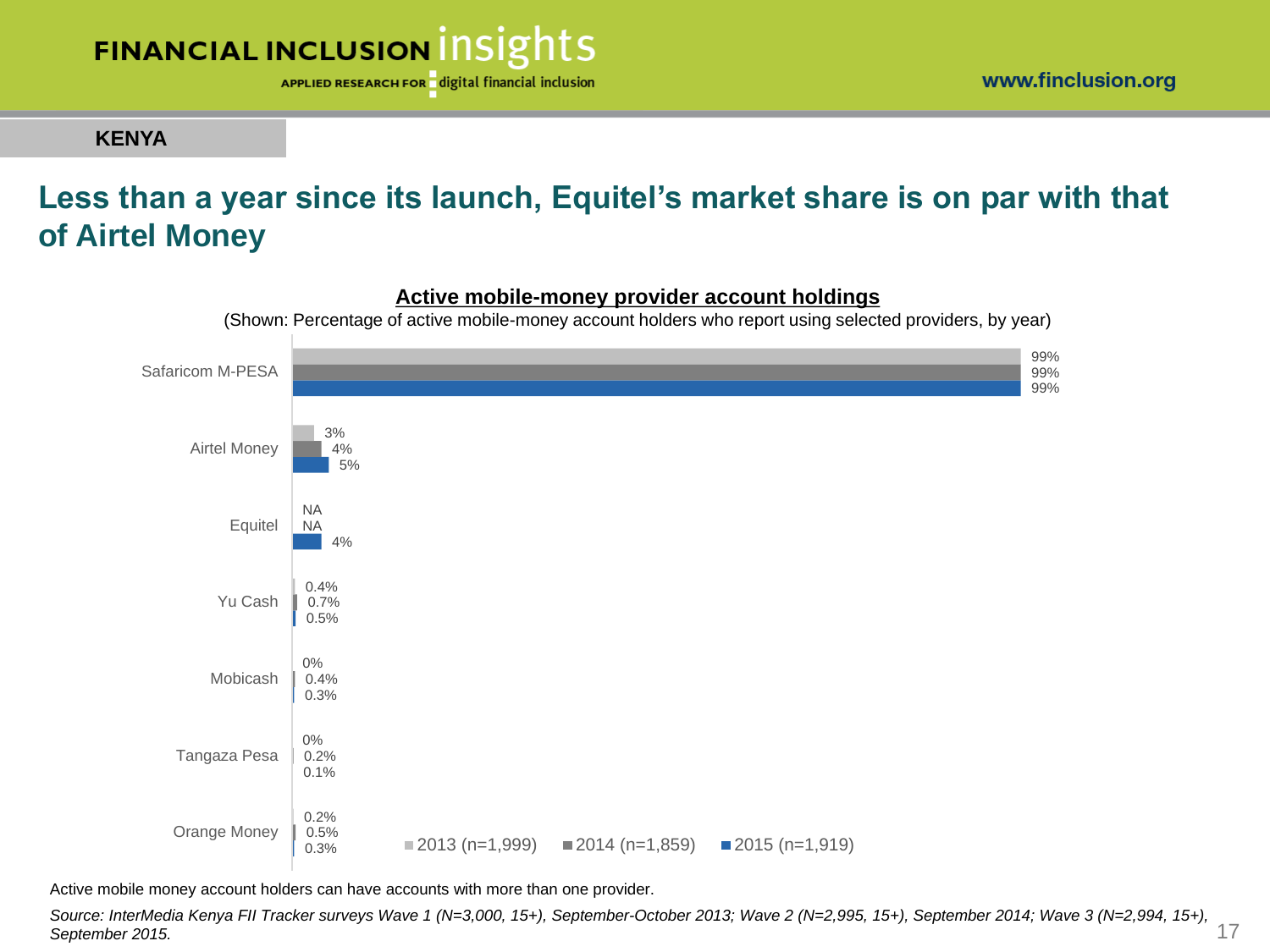KENYA

# Less than a year since its launch, Equitel's market share is on par with that of Airtel Money

**Active mobile-money provider account holdings**

(Shown: Percentage of active mobile-money account holders who report using selected providers, by year)

| Provider | 2013 (n=1,999) | 2014 (n=1,859) | 2015 (n=1,919) |
|---|---|---|---|
| Safaricom M-PESA | 99% | 99% | 99% |
| Airtel Money | 3% | 4% | 5% |
| Equitel | NA | NA | 4% |
| Yu Cash | 0.4% | 0.7% | 0.5% |
| Mobicash | 0% | 0.4% | 0.3% |
| Tangaza Pesa | 0% | 0.2% | 0.1% |
| Orange Money | 0.2% | 0.5% | 0.3% |

Active mobile money account holders can have accounts with more than one provider.

*Source: InterMedia Kenya FII Tracker surveys Wave 1 (N=3,000, 15+), September-October 2013; Wave 2 (N=2,995, 15+), September 2014; Wave 3 (N=2,994, 15+), September 2015.*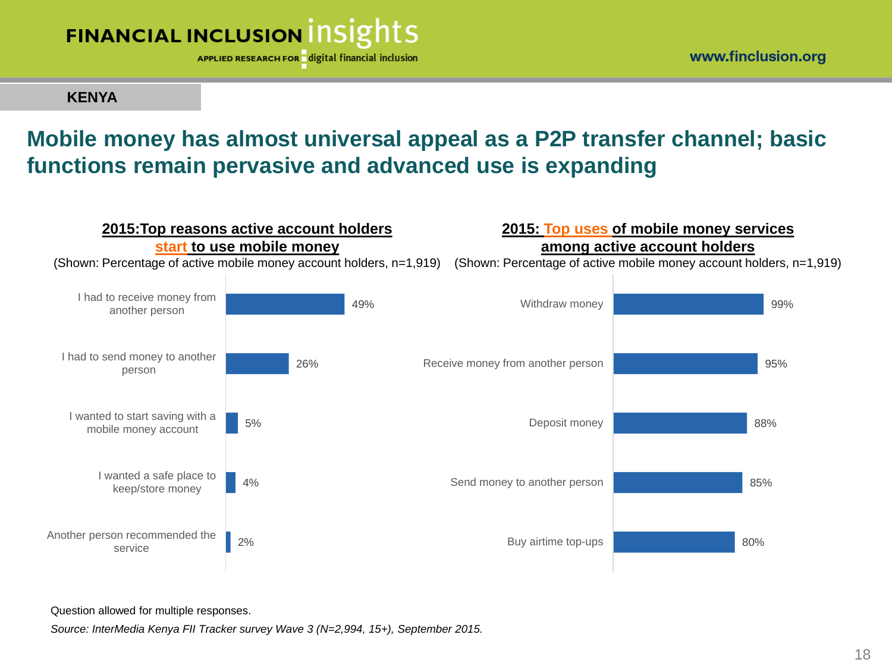KENYA

# Mobile money has almost universal appeal as a P2P transfer channel; basic functions remain pervasive and advanced use is expanding

**2015:Top reasons active account holders start to use mobile money**

(Shown: Percentage of active mobile money account holders, n=1,919)

| Reason | Percentage |
|---|---|
| I had to receive money from another person | 49% |
| I had to send money to another person | 26% |
| I wanted to start saving with a mobile money account | 5% |
| I wanted a safe place to keep/store money | 4% |
| Another person recommended the service | 2% |

**2015: Top uses of mobile money services among active account holders**

(Shown: Percentage of active mobile money account holders, n=1,919)

| Use | Percentage |
|---|---|
| Withdraw money | 99% |
| Receive money from another person | 95% |
| Deposit money | 88% |
| Send money to another person | 85% |
| Buy airtime top-ups | 80% |

Question allowed for multiple responses.

*Source: InterMedia Kenya FII Tracker survey Wave 3 (N=2,994, 15+), September 2015.*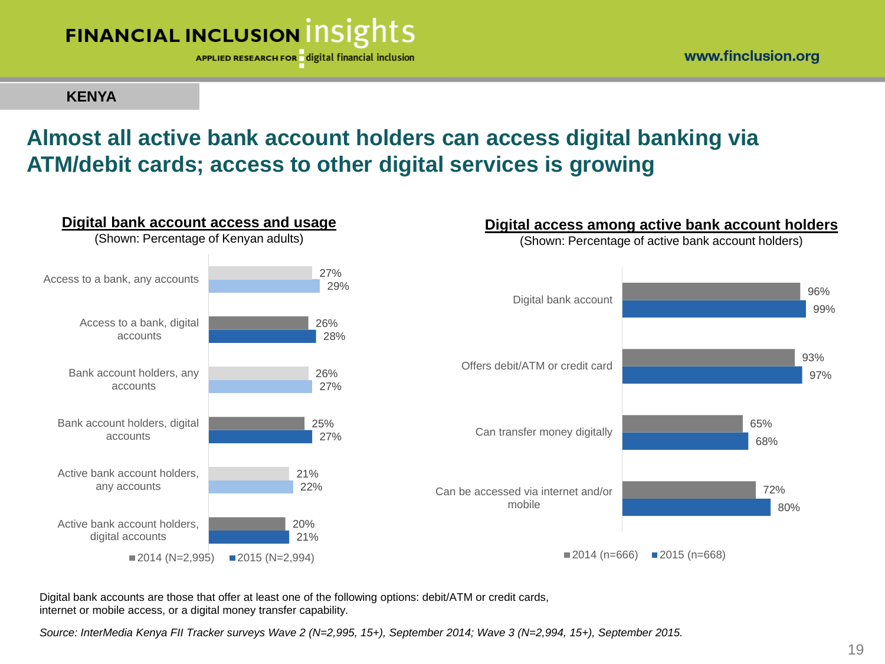**KENYA**

# Almost all active bank account holders can access digital banking via ATM/debit cards; access to other digital services is growing

## Digital bank account access and usage

(Shown: Percentage of Kenyan adults)

| | 2014 (N=2,995) | 2015 (N=2,994) |
|---|---|---|
| Access to a bank, any accounts | 27% | 29% |
| Access to a bank, digital accounts | 26% | 28% |
| Bank account holders, any accounts | 26% | 27% |
| Bank account holders, digital accounts | 25% | 27% |
| Active bank account holders, any accounts | 21% | 22% |
| Active bank account holders, digital accounts | 20% | 21% |

## Digital access among active bank account holders

(Shown: Percentage of active bank account holders)

| | 2014 (n=666) | 2015 (n=668) |
|---|---|---|
| Digital bank account | 96% | 99% |
| Offers debit/ATM or credit card | 93% | 97% |
| Can transfer money digitally | 65% | 68% |
| Can be accessed via internet and/or mobile | 72% | 80% |

Digital bank accounts are those that offer at least one of the following options: debit/ATM or credit cards, internet or mobile access, or a digital money transfer capability.

*Source: InterMedia Kenya FII Tracker surveys Wave 2 (N=2,995, 15+), September 2014; Wave 3 (N=2,994, 15+), September 2015.*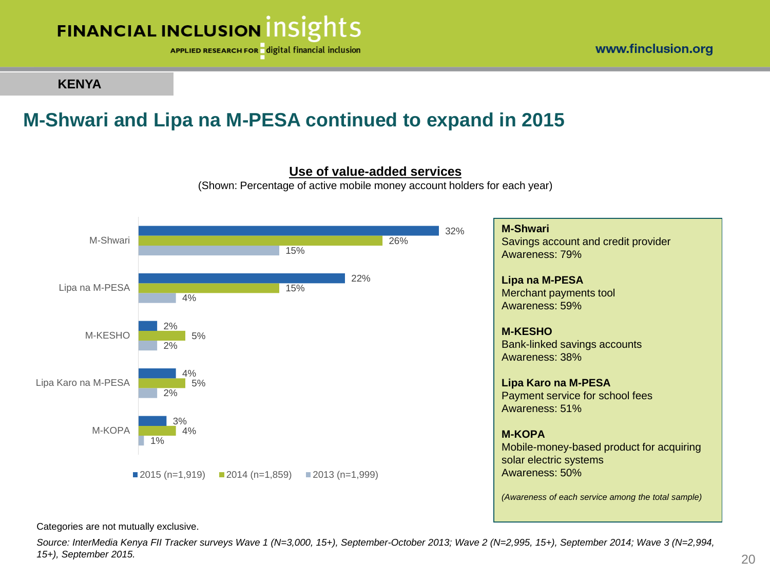KENYA

# M-Shwari and Lipa na M-PESA continued to expand in 2015

**Use of value-added services**

(Shown: Percentage of active mobile money account holders for each year)

| Service | 2015 (n=1,919) | 2014 (n=1,859) | 2013 (n=1,999) |
|---|---|---|---|
| M-Shwari | 32% | 26% | 15% |
| Lipa na M-PESA | 22% | 15% | 4% |
| M-KESHO | 2% | 5% | 2% |
| Lipa Karo na M-PESA | 4% | 5% | 2% |
| M-KOPA | 3% | 4% | 1% |

**M-Shwari**
Savings account and credit provider
Awareness: 79%

**Lipa na M-PESA**
Merchant payments tool
Awareness: 59%

**M-KESHO**
Bank-linked savings accounts
Awareness: 38%

**Lipa Karo na M-PESA**
Payment service for school fees
Awareness: 51%

**M-KOPA**
Mobile-money-based product for acquiring solar electric systems
Awareness: 50%

*(Awareness of each service among the total sample)*

Categories are not mutually exclusive.

*Source: InterMedia Kenya FII Tracker surveys Wave 1 (N=3,000, 15+), September-October 2013; Wave 2 (N=2,995, 15+), September 2014; Wave 3 (N=2,994, 15+), September 2015.*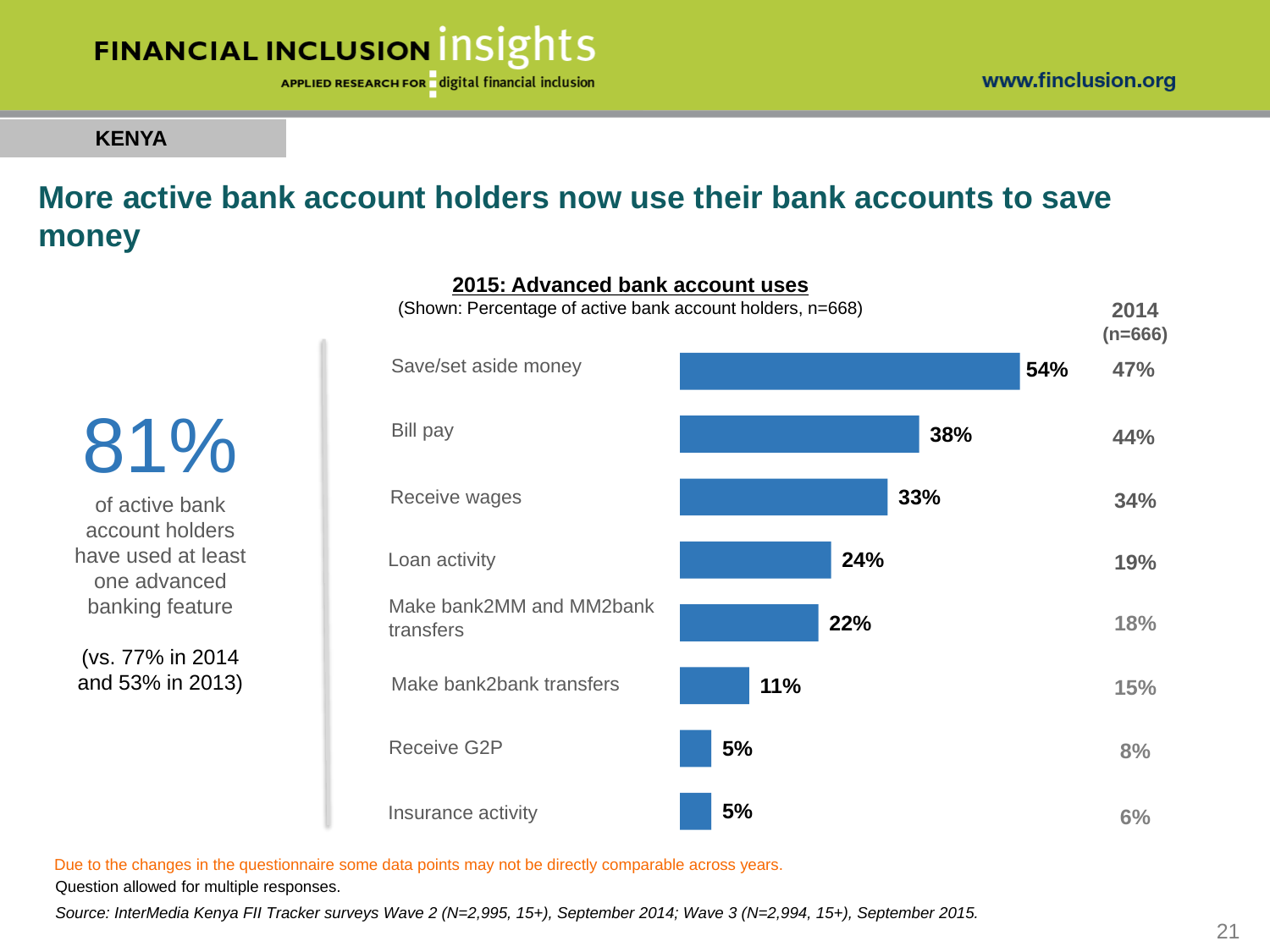**KENYA**

## More active bank account holders now use their bank accounts to save money

**81%**

of active bank account holders have used at least one advanced banking feature

(vs. 77% in 2014 and 53% in 2013)

**2015: Advanced bank account uses**

(Shown: Percentage of active bank account holders, n=668)

| Use | 2015 | 2014 (n=666) |
|---|---|---|
| Save/set aside money | 54% | 47% |
| Bill pay | 38% | 44% |
| Receive wages | 33% | 34% |
| Loan activity | 24% | 19% |
| Make bank2MM and MM2bank transfers | 22% | 18% |
| Make bank2bank transfers | 11% | 15% |
| Receive G2P | 5% | 8% |
| Insurance activity | 5% | 6% |

Due to the changes in the questionnaire some data points may not be directly comparable across years.

Question allowed for multiple responses.

*Source: InterMedia Kenya FII Tracker surveys Wave 2 (N=2,995, 15+), September 2014; Wave 3 (N=2,994, 15+), September 2015.*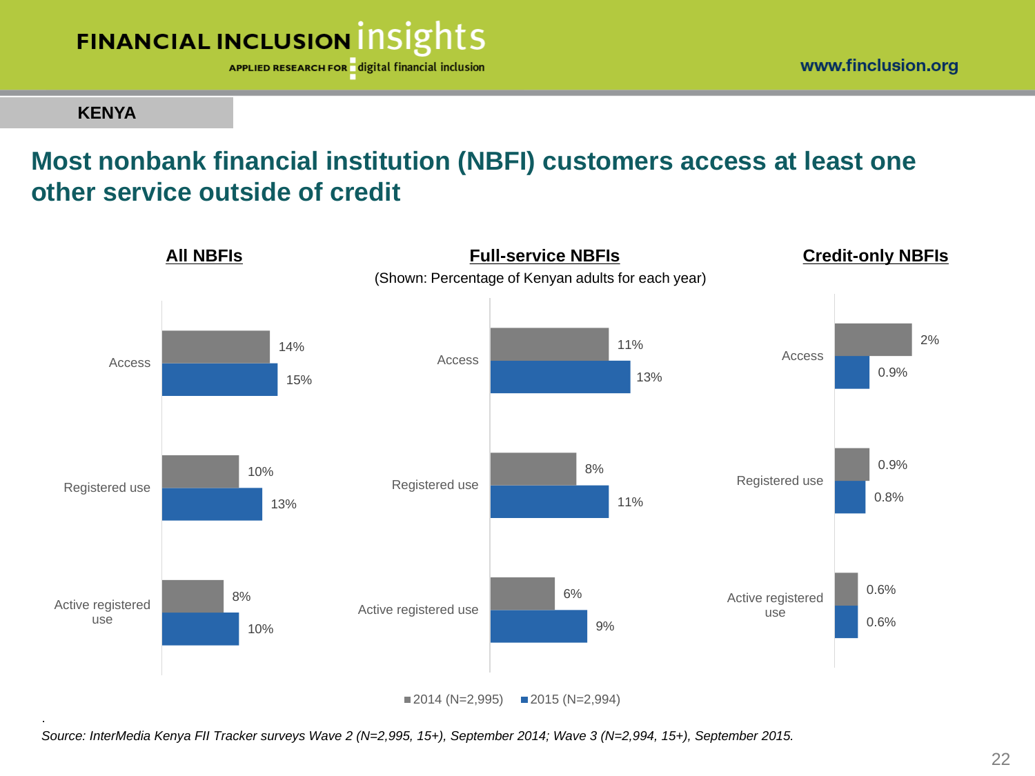**KENYA**

## Most nonbank financial institution (NBFI) customers access at least one other service outside of credit

(Shown: Percentage of Kenyan adults for each year)

**All NBFIs**

| | 2014 (N=2,995) | 2015 (N=2,994) |
|---|---|---|
| Access | 14% | 15% |
| Registered use | 10% | 13% |
| Active registered use | 8% | 10% |

**Full-service NBFIs**

| | 2014 (N=2,995) | 2015 (N=2,994) |
|---|---|---|
| Access | 11% | 13% |
| Registered use | 8% | 11% |
| Active registered use | 6% | 9% |

**Credit-only NBFIs**

| | 2014 (N=2,995) | 2015 (N=2,994) |
|---|---|---|
| Access | 2% | 0.9% |
| Registered use | 0.9% | 0.8% |
| Active registered use | 0.6% | 0.6% |

*Source: InterMedia Kenya FII Tracker surveys Wave 2 (N=2,995, 15+), September 2014; Wave 3 (N=2,994, 15+), September 2015.*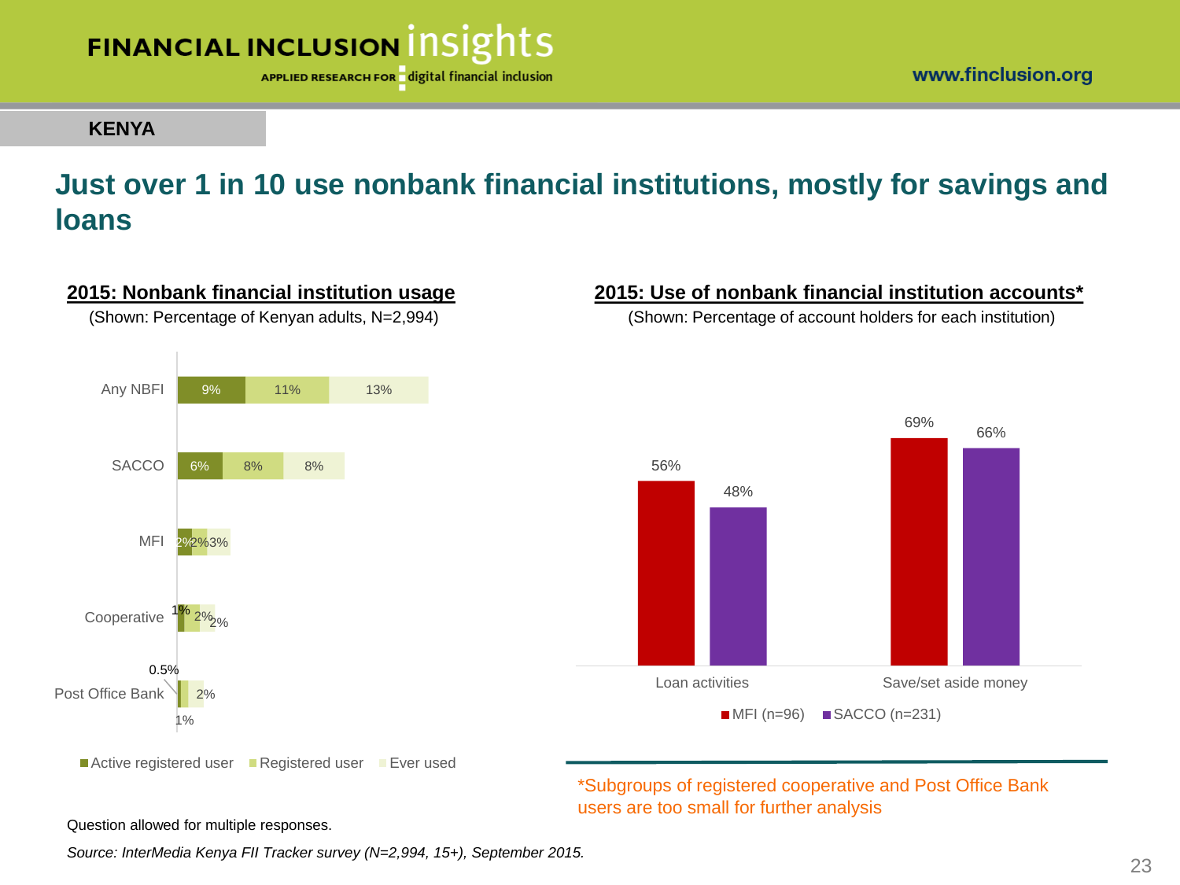KENYA

# Just over 1 in 10 use nonbank financial institutions, mostly for savings and loans

**2015: Nonbank financial institution usage**

(Shown: Percentage of Kenyan adults, N=2,994)

| | Active registered user | Registered user | Ever used |
|---|---|---|---|
| Any NBFI | 9% | 11% | 13% |
| SACCO | 6% | 8% | 8% |
| MFI | 2% | 2% | 3% |
| Cooperative | 1% | 2% | 2% |
| Post Office Bank | 0.5% | 1% | 2% |

**2015: Use of nonbank financial institution accounts***

(Shown: Percentage of account holders for each institution)

| | MFI (n=96) | SACCO (n=231) |
|---|---|---|
| Loan activities | 56% | 48% |
| Save/set aside money | 69% | 66% |

*Subgroups of registered cooperative and Post Office Bank users are too small for further analysis

Question allowed for multiple responses.

*Source: InterMedia Kenya FII Tracker survey (N=2,994, 15+), September 2015.*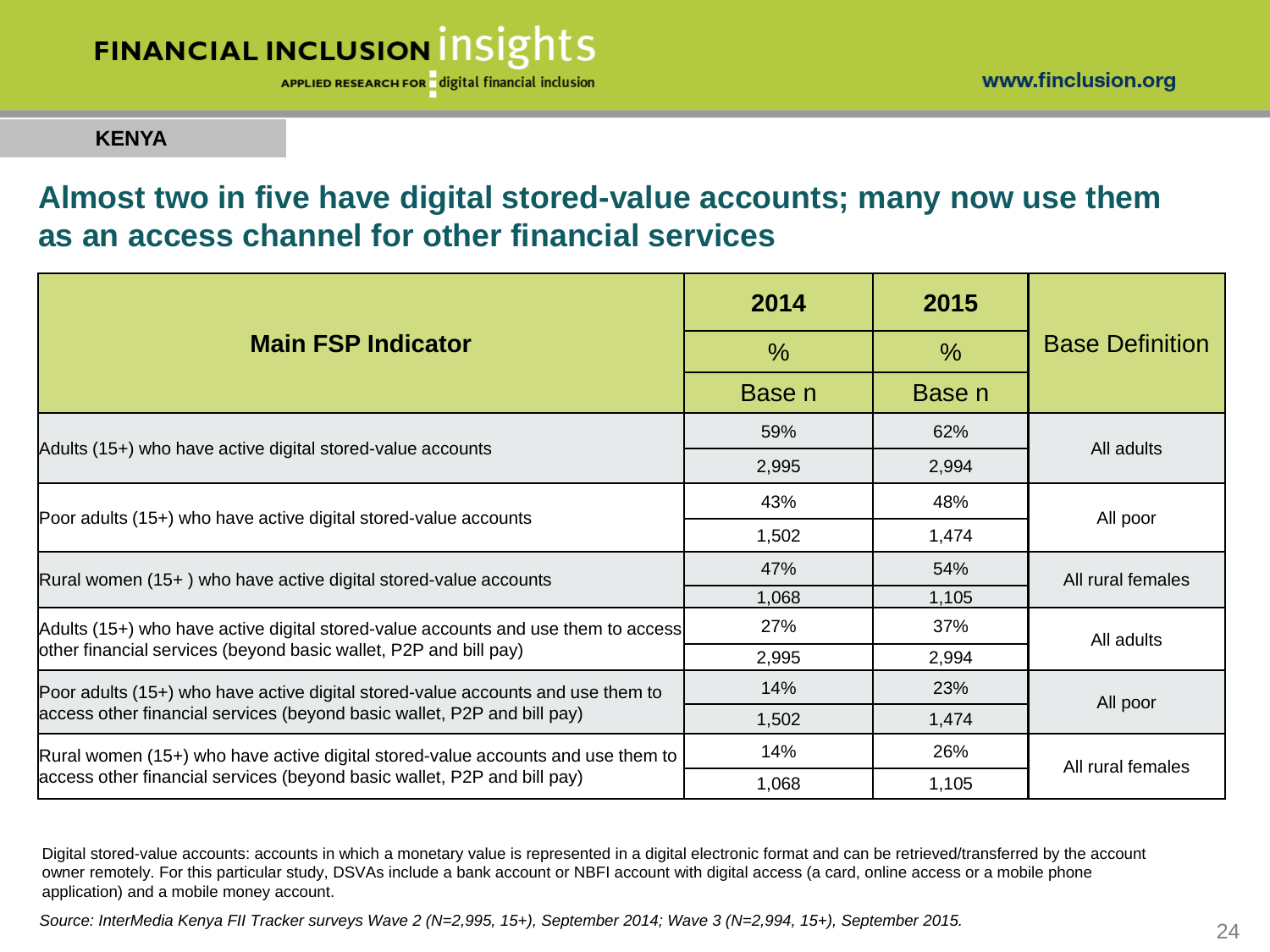KENYA

## Almost two in five have digital stored-value accounts; many now use them as an access channel for other financial services

| Main FSP Indicator | 2014 | 2015 | Base Definition |
|---|---|---|---|
| | % | % | |
| | Base n | Base n | |
| Adults (15+) who have active digital stored-value accounts | 59% | 62% | All adults |
| | 2,995 | 2,994 | |
| Poor adults (15+) who have active digital stored-value accounts | 43% | 48% | All poor |
| | 1,502 | 1,474 | |
| Rural women (15+ ) who have active digital stored-value accounts | 47% | 54% | All rural females |
| | 1,068 | 1,105 | |
| Adults (15+) who have active digital stored-value accounts and use them to access other financial services (beyond basic wallet, P2P and bill pay) | 27% | 37% | All adults |
| | 2,995 | 2,994 | |
| Poor adults (15+) who have active digital stored-value accounts and use them to access other financial services (beyond basic wallet, P2P and bill pay) | 14% | 23% | All poor |
| | 1,502 | 1,474 | |
| Rural women (15+) who have active digital stored-value accounts and use them to access other financial services (beyond basic wallet, P2P and bill pay) | 14% | 26% | All rural females |
| | 1,068 | 1,105 | |

Digital stored-value accounts: accounts in which a monetary value is represented in a digital electronic format and can be retrieved/transferred by the account owner remotely. For this particular study, DSVAs include a bank account or NBFI account with digital access (a card, online access or a mobile phone application) and a mobile money account.

*Source: InterMedia Kenya FII Tracker surveys Wave 2 (N=2,995, 15+), September 2014; Wave 3 (N=2,994, 15+), September 2015.*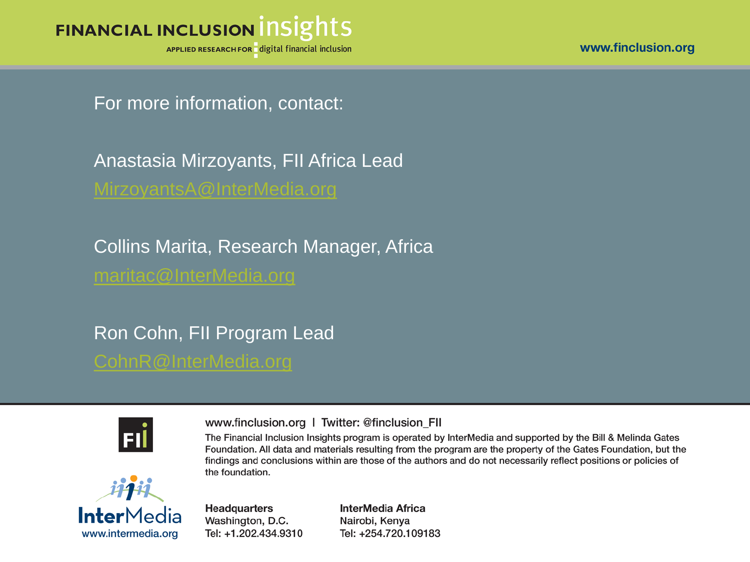FINANCIAL INCLUSION insights

APPLIED RESEARCH FOR digital financial inclusion

www.finclusion.org

For more information, contact:

Anastasia Mirzoyants, FII Africa Lead

MirzoyantsA@InterMedia.org

Collins Marita, Research Manager, Africa

maritac@InterMedia.org

Ron Cohn, FII Program Lead

CohnR@InterMedia.org

FII

InterMedia

www.intermedia.org

www.finclusion.org | Twitter: @finclusion_FII

The Financial Inclusion Insights program is operated by InterMedia and supported by the Bill & Melinda Gates Foundation. All data and materials resulting from the program are the property of the Gates Foundation, but the findings and conclusions within are those of the authors and do not necessarily reflect positions or policies of the foundation.

**Headquarters**
Washington, D.C.
Tel: +1.202.434.9310

**InterMedia Africa**
Nairobi, Kenya
Tel: +254.720.109183